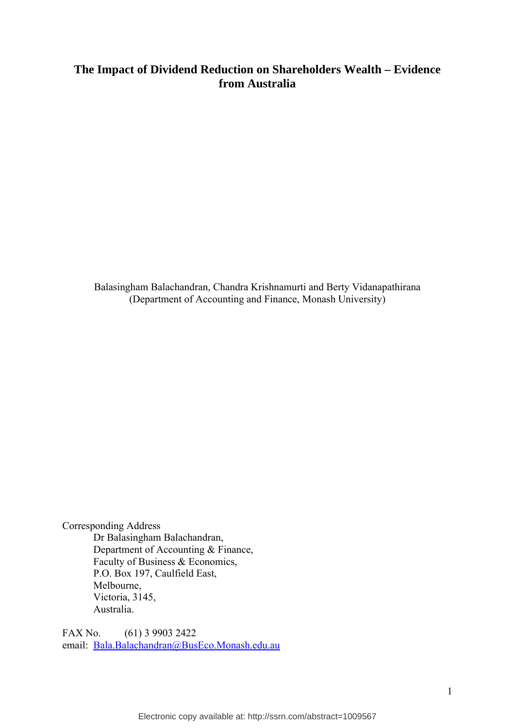# The Impact of Dividend Reduction on Shareholders Wealth – Evidence from Australia

Balasingham Balachandran, Chandra Krishnamurti and Berty Vidanapathirana
(Department of Accounting and Finance, Monash University)

Corresponding Address
Dr Balasingham Balachandran,
Department of Accounting & Finance,
Faculty of Business & Economics,
P.O. Box 197, Caulfield East,
Melbourne,
Victoria, 3145,
Australia.

FAX No. (61) 3 9903 2422
email: Bala.Balachandran@BusEco.Monash.edu.au

Electronic copy available at: http://ssrn.com/abstract=1009567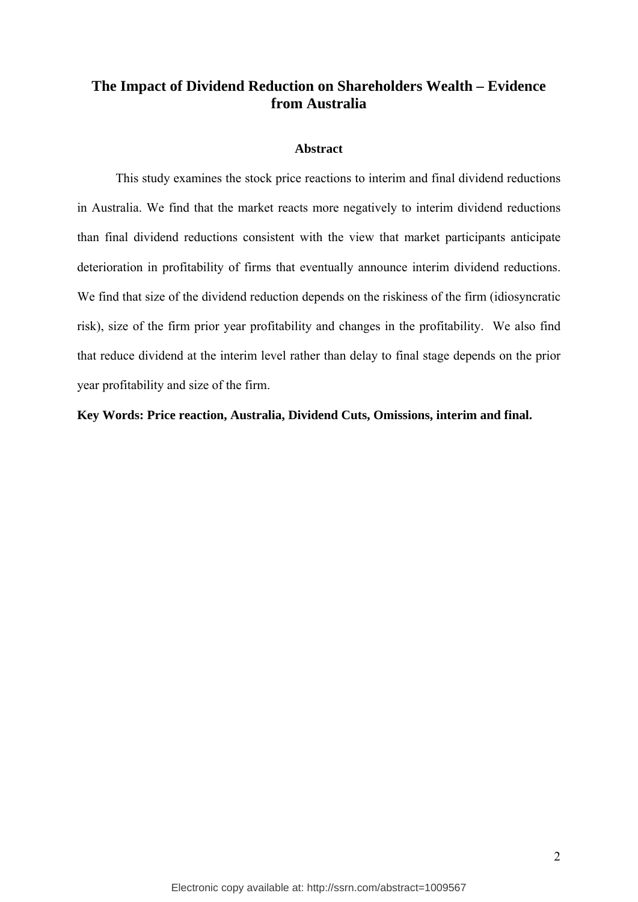# The Impact of Dividend Reduction on Shareholders Wealth – Evidence from Australia

### Abstract

This study examines the stock price reactions to interim and final dividend reductions in Australia. We find that the market reacts more negatively to interim dividend reductions than final dividend reductions consistent with the view that market participants anticipate deterioration in profitability of firms that eventually announce interim dividend reductions. We find that size of the dividend reduction depends on the riskiness of the firm (idiosyncratic risk), size of the firm prior year profitability and changes in the profitability. We also find that reduce dividend at the interim level rather than delay to final stage depends on the prior year profitability and size of the firm.

**Key Words: Price reaction, Australia, Dividend Cuts, Omissions, interim and final.**

Electronic copy available at: http://ssrn.com/abstract=1009567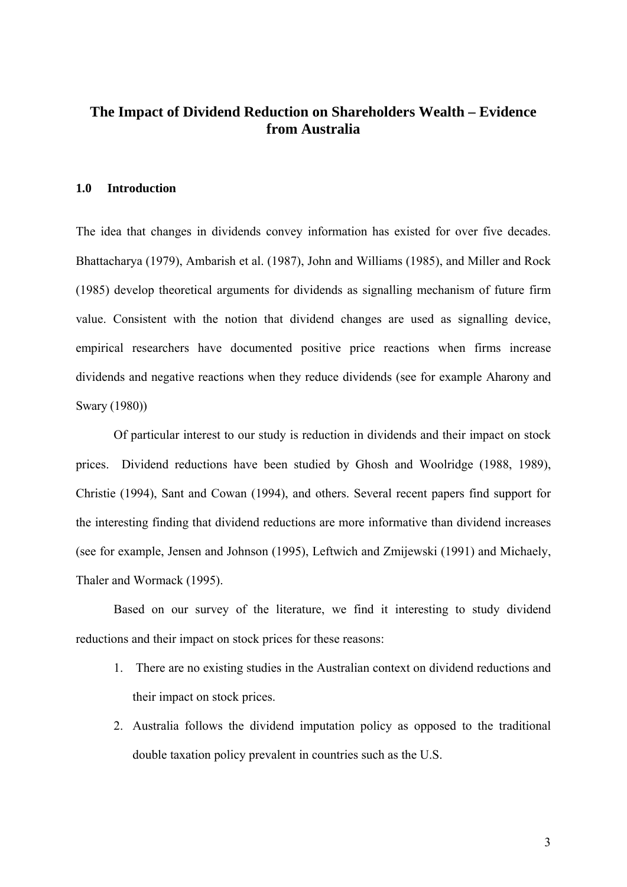# The Impact of Dividend Reduction on Shareholders Wealth – Evidence from Australia

## 1.0 Introduction

The idea that changes in dividends convey information has existed for over five decades. Bhattacharya (1979), Ambarish et al. (1987), John and Williams (1985), and Miller and Rock (1985) develop theoretical arguments for dividends as signalling mechanism of future firm value. Consistent with the notion that dividend changes are used as signalling device, empirical researchers have documented positive price reactions when firms increase dividends and negative reactions when they reduce dividends (see for example Aharony and Swary (1980))

Of particular interest to our study is reduction in dividends and their impact on stock prices. Dividend reductions have been studied by Ghosh and Woolridge (1988, 1989), Christie (1994), Sant and Cowan (1994), and others. Several recent papers find support for the interesting finding that dividend reductions are more informative than dividend increases (see for example, Jensen and Johnson (1995), Leftwich and Zmijewski (1991) and Michaely, Thaler and Wormack (1995).

Based on our survey of the literature, we find it interesting to study dividend reductions and their impact on stock prices for these reasons:

1. There are no existing studies in the Australian context on dividend reductions and their impact on stock prices.
2. Australia follows the dividend imputation policy as opposed to the traditional double taxation policy prevalent in countries such as the U.S.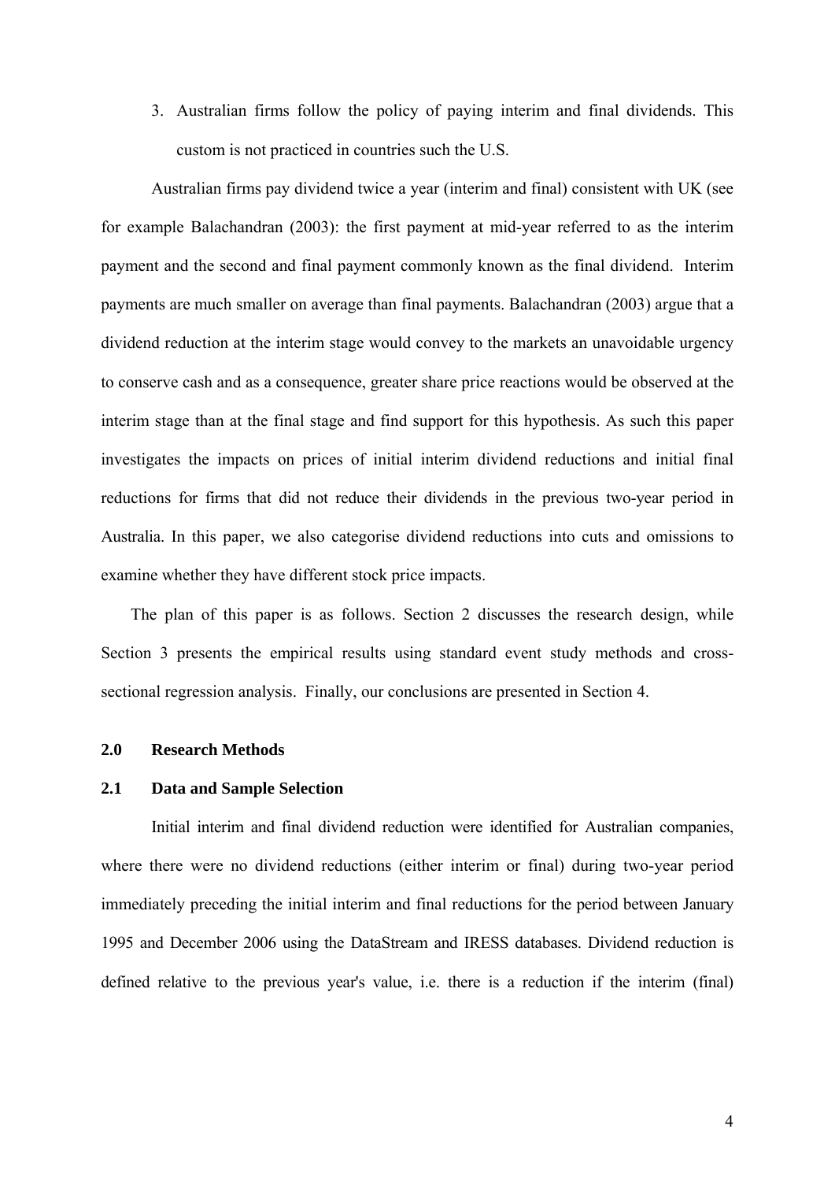3. Australian firms follow the policy of paying interim and final dividends. This custom is not practiced in countries such the U.S.

Australian firms pay dividend twice a year (interim and final) consistent with UK (see for example Balachandran (2003): the first payment at mid-year referred to as the interim payment and the second and final payment commonly known as the final dividend. Interim payments are much smaller on average than final payments. Balachandran (2003) argue that a dividend reduction at the interim stage would convey to the markets an unavoidable urgency to conserve cash and as a consequence, greater share price reactions would be observed at the interim stage than at the final stage and find support for this hypothesis. As such this paper investigates the impacts on prices of initial interim dividend reductions and initial final reductions for firms that did not reduce their dividends in the previous two-year period in Australia. In this paper, we also categorise dividend reductions into cuts and omissions to examine whether they have different stock price impacts.

The plan of this paper is as follows. Section 2 discusses the research design, while Section 3 presents the empirical results using standard event study methods and cross-sectional regression analysis. Finally, our conclusions are presented in Section 4.

## 2.0 Research Methods

### 2.1 Data and Sample Selection

Initial interim and final dividend reduction were identified for Australian companies, where there were no dividend reductions (either interim or final) during two-year period immediately preceding the initial interim and final reductions for the period between January 1995 and December 2006 using the DataStream and IRESS databases. Dividend reduction is defined relative to the previous year's value, i.e. there is a reduction if the interim (final)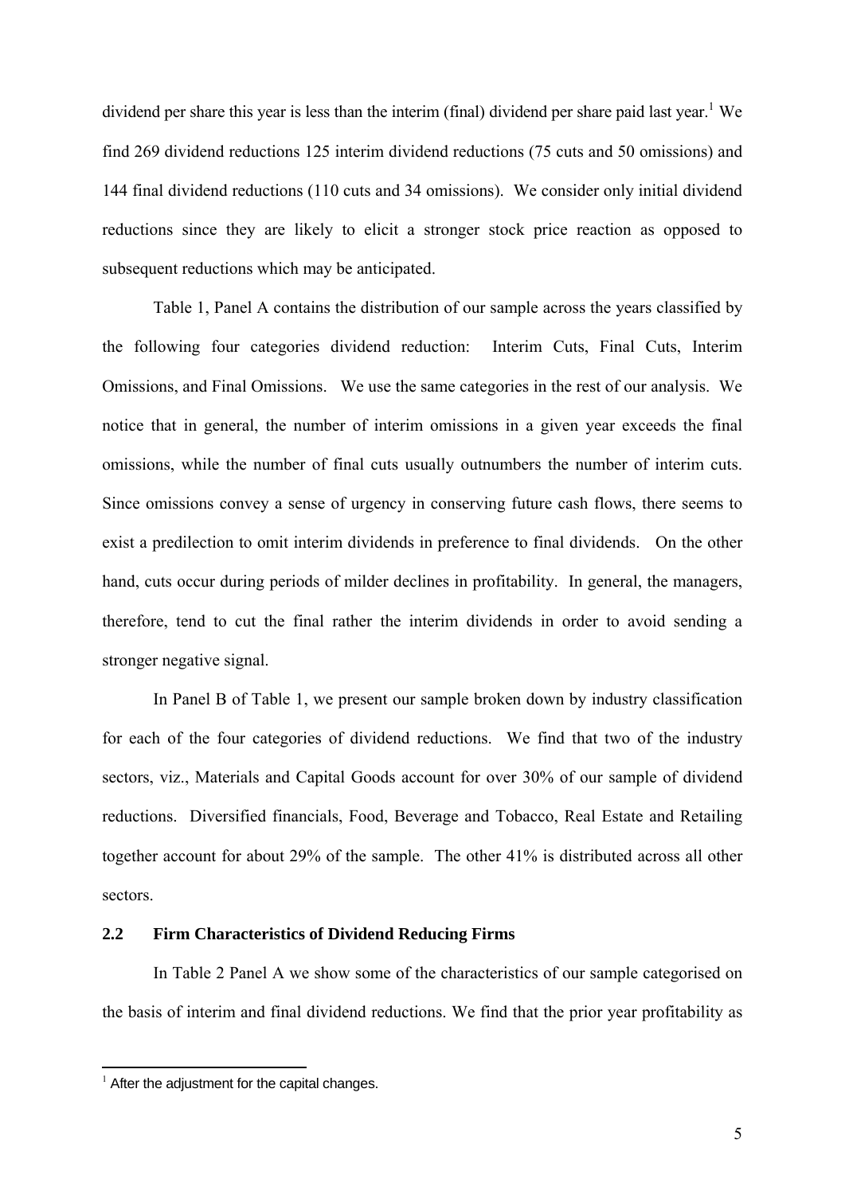dividend per share this year is less than the interim (final) dividend per share paid last year.[1] We find 269 dividend reductions 125 interim dividend reductions (75 cuts and 50 omissions) and 144 final dividend reductions (110 cuts and 34 omissions). We consider only initial dividend reductions since they are likely to elicit a stronger stock price reaction as opposed to subsequent reductions which may be anticipated.

Table 1, Panel A contains the distribution of our sample across the years classified by the following four categories dividend reduction: Interim Cuts, Final Cuts, Interim Omissions, and Final Omissions. We use the same categories in the rest of our analysis. We notice that in general, the number of interim omissions in a given year exceeds the final omissions, while the number of final cuts usually outnumbers the number of interim cuts. Since omissions convey a sense of urgency in conserving future cash flows, there seems to exist a predilection to omit interim dividends in preference to final dividends. On the other hand, cuts occur during periods of milder declines in profitability. In general, the managers, therefore, tend to cut the final rather the interim dividends in order to avoid sending a stronger negative signal.

In Panel B of Table 1, we present our sample broken down by industry classification for each of the four categories of dividend reductions. We find that two of the industry sectors, viz., Materials and Capital Goods account for over 30% of our sample of dividend reductions. Diversified financials, Food, Beverage and Tobacco, Real Estate and Retailing together account for about 29% of the sample. The other 41% is distributed across all other sectors.

## 2.2 Firm Characteristics of Dividend Reducing Firms

In Table 2 Panel A we show some of the characteristics of our sample categorised on the basis of interim and final dividend reductions. We find that the prior year profitability as

[1] After the adjustment for the capital changes.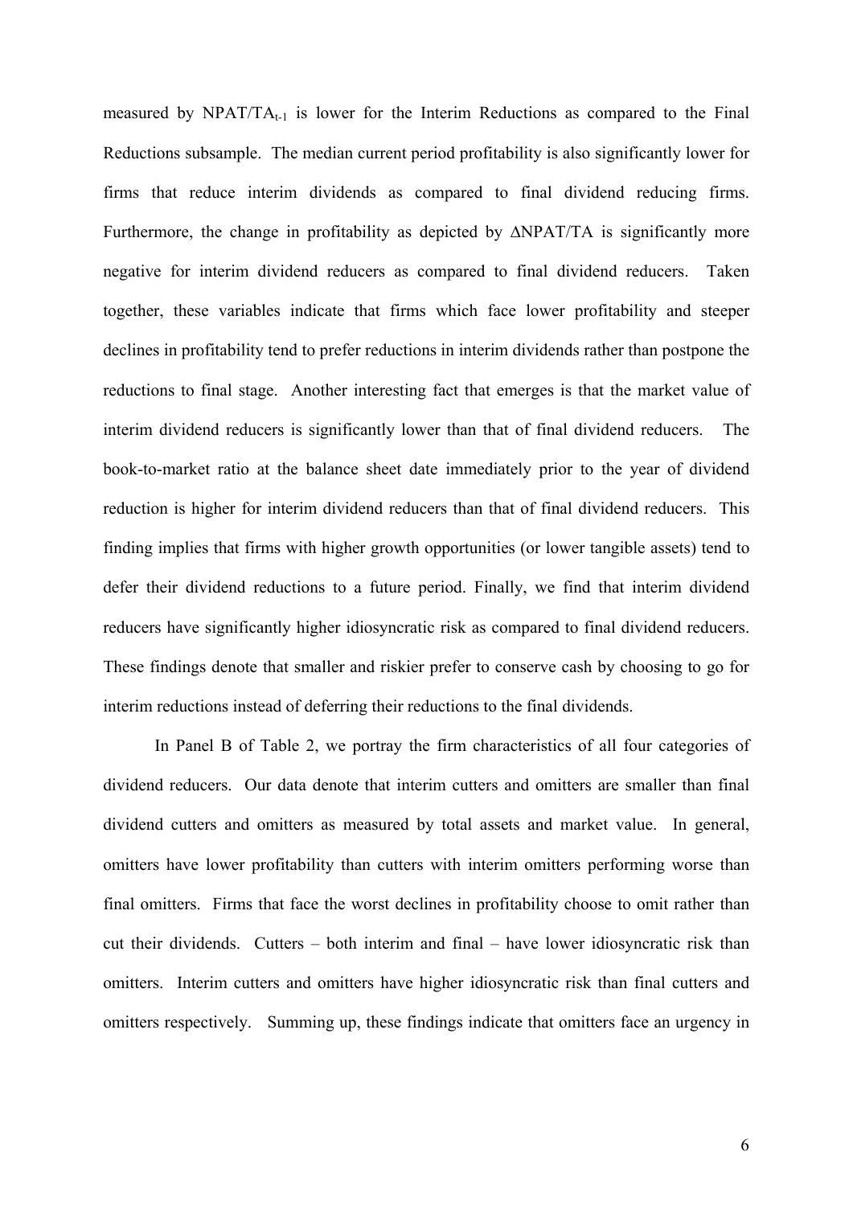measured by $NPAT/TA_{t-1}$ is lower for the Interim Reductions as compared to the Final Reductions subsample. The median current period profitability is also significantly lower for firms that reduce interim dividends as compared to final dividend reducing firms. Furthermore, the change in profitability as depicted by $\Delta NPAT/TA$ is significantly more negative for interim dividend reducers as compared to final dividend reducers. Taken together, these variables indicate that firms which face lower profitability and steeper declines in profitability tend to prefer reductions in interim dividends rather than postpone the reductions to final stage. Another interesting fact that emerges is that the market value of interim dividend reducers is significantly lower than that of final dividend reducers. The book-to-market ratio at the balance sheet date immediately prior to the year of dividend reduction is higher for interim dividend reducers than that of final dividend reducers. This finding implies that firms with higher growth opportunities (or lower tangible assets) tend to defer their dividend reductions to a future period. Finally, we find that interim dividend reducers have significantly higher idiosyncratic risk as compared to final dividend reducers. These findings denote that smaller and riskier prefer to conserve cash by choosing to go for interim reductions instead of deferring their reductions to the final dividends.

In Panel B of Table 2, we portray the firm characteristics of all four categories of dividend reducers. Our data denote that interim cutters and omitters are smaller than final dividend cutters and omitters as measured by total assets and market value. In general, omitters have lower profitability than cutters with interim omitters performing worse than final omitters. Firms that face the worst declines in profitability choose to omit rather than cut their dividends. Cutters – both interim and final – have lower idiosyncratic risk than omitters. Interim cutters and omitters have higher idiosyncratic risk than final cutters and omitters respectively. Summing up, these findings indicate that omitters face an urgency in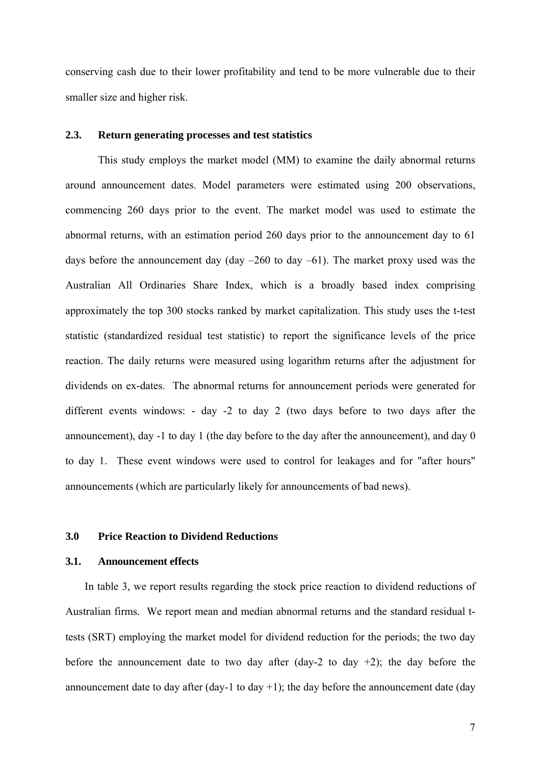conserving cash due to their lower profitability and tend to be more vulnerable due to their smaller size and higher risk.

### 2.3. Return generating processes and test statistics

This study employs the market model (MM) to examine the daily abnormal returns around announcement dates. Model parameters were estimated using 200 observations, commencing 260 days prior to the event. The market model was used to estimate the abnormal returns, with an estimation period 260 days prior to the announcement day to 61 days before the announcement day (day –260 to day –61). The market proxy used was the Australian All Ordinaries Share Index, which is a broadly based index comprising approximately the top 300 stocks ranked by market capitalization. This study uses the t-test statistic (standardized residual test statistic) to report the significance levels of the price reaction. The daily returns were measured using logarithm returns after the adjustment for dividends on ex-dates. The abnormal returns for announcement periods were generated for different events windows: - day -2 to day 2 (two days before to two days after the announcement), day -1 to day 1 (the day before to the day after the announcement), and day 0 to day 1. These event windows were used to control for leakages and for "after hours" announcements (which are particularly likely for announcements of bad news).

## 3.0 Price Reaction to Dividend Reductions

### 3.1. Announcement effects

In table 3, we report results regarding the stock price reaction to dividend reductions of Australian firms. We report mean and median abnormal returns and the standard residual t-tests (SRT) employing the market model for dividend reduction for the periods; the two day before the announcement date to two day after (day-2 to day +2); the day before the announcement date to day after (day-1 to day +1); the day before the announcement date (day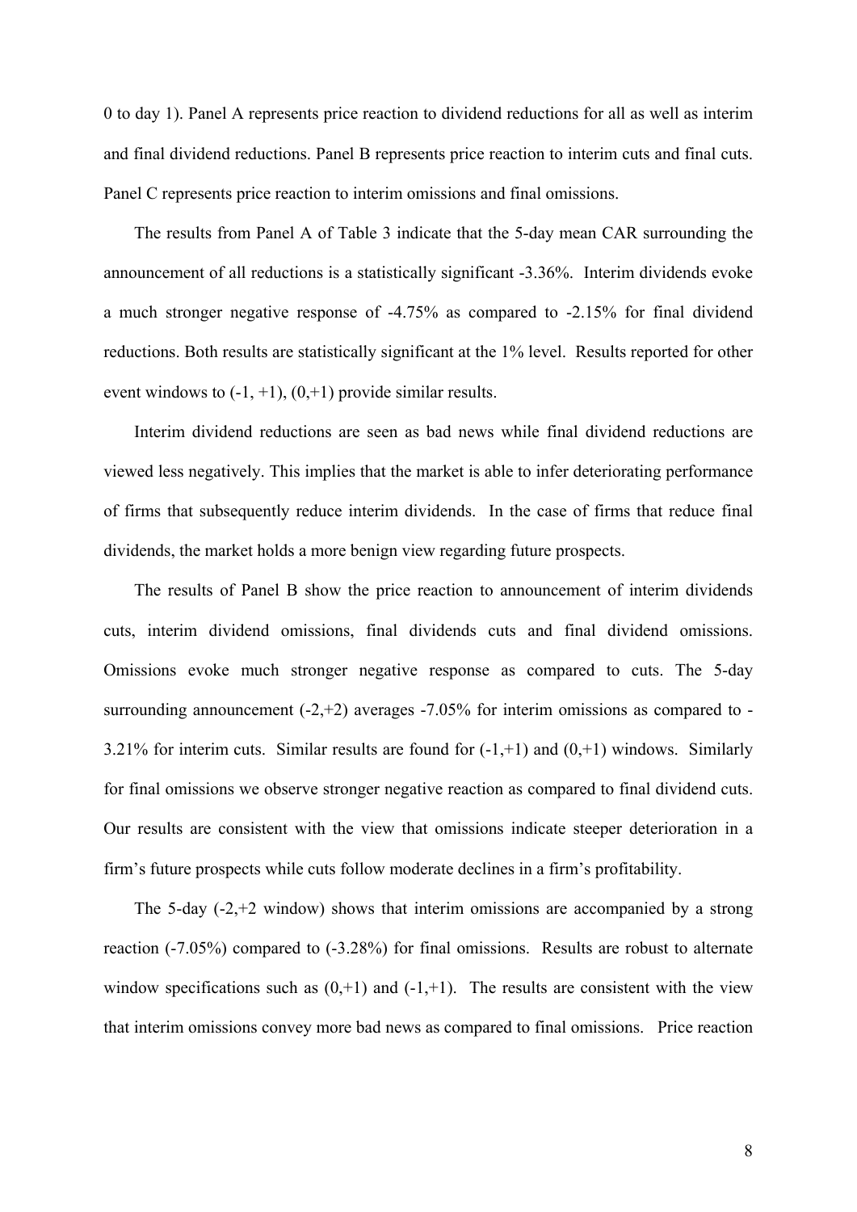0 to day 1). Panel A represents price reaction to dividend reductions for all as well as interim and final dividend reductions. Panel B represents price reaction to interim cuts and final cuts. Panel C represents price reaction to interim omissions and final omissions.

The results from Panel A of Table 3 indicate that the 5-day mean CAR surrounding the announcement of all reductions is a statistically significant -3.36%. Interim dividends evoke a much stronger negative response of -4.75% as compared to -2.15% for final dividend reductions. Both results are statistically significant at the 1% level. Results reported for other event windows to (-1, +1), (0,+1) provide similar results.

Interim dividend reductions are seen as bad news while final dividend reductions are viewed less negatively. This implies that the market is able to infer deteriorating performance of firms that subsequently reduce interim dividends. In the case of firms that reduce final dividends, the market holds a more benign view regarding future prospects.

The results of Panel B show the price reaction to announcement of interim dividends cuts, interim dividend omissions, final dividends cuts and final dividend omissions. Omissions evoke much stronger negative response as compared to cuts. The 5-day surrounding announcement (-2,+2) averages -7.05% for interim omissions as compared to -3.21% for interim cuts. Similar results are found for (-1,+1) and (0,+1) windows. Similarly for final omissions we observe stronger negative reaction as compared to final dividend cuts. Our results are consistent with the view that omissions indicate steeper deterioration in a firm's future prospects while cuts follow moderate declines in a firm's profitability.

The 5-day (-2,+2 window) shows that interim omissions are accompanied by a strong reaction (-7.05%) compared to (-3.28%) for final omissions. Results are robust to alternate window specifications such as (0,+1) and (-1,+1). The results are consistent with the view that interim omissions convey more bad news as compared to final omissions. Price reaction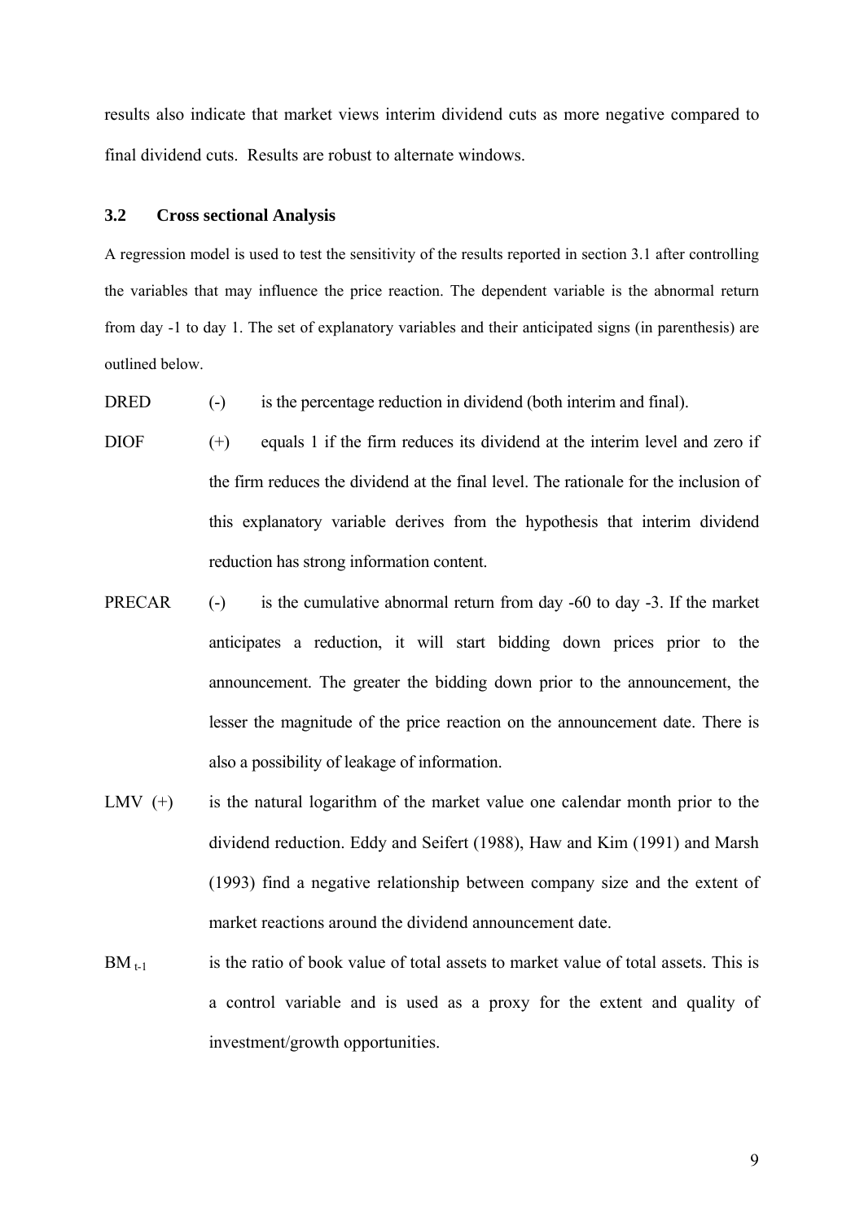results also indicate that market views interim dividend cuts as more negative compared to final dividend cuts. Results are robust to alternate windows.

### 3.2 Cross sectional Analysis

A regression model is used to test the sensitivity of the results reported in section 3.1 after controlling the variables that may influence the price reaction. The dependent variable is the abnormal return from day -1 to day 1. The set of explanatory variables and their anticipated signs (in parenthesis) are outlined below.

DRED (-) is the percentage reduction in dividend (both interim and final).

DIOF (+) equals 1 if the firm reduces its dividend at the interim level and zero if the firm reduces the dividend at the final level. The rationale for the inclusion of this explanatory variable derives from the hypothesis that interim dividend reduction has strong information content.

PRECAR (-) is the cumulative abnormal return from day -60 to day -3. If the market anticipates a reduction, it will start bidding down prices prior to the announcement. The greater the bidding down prior to the announcement, the lesser the magnitude of the price reaction on the announcement date. There is also a possibility of leakage of information.

LMV (+) is the natural logarithm of the market value one calendar month prior to the dividend reduction. Eddy and Seifert (1988), Haw and Kim (1991) and Marsh (1993) find a negative relationship between company size and the extent of market reactions around the dividend announcement date.

$BM_{t-1}$ is the ratio of book value of total assets to market value of total assets. This is a control variable and is used as a proxy for the extent and quality of investment/growth opportunities.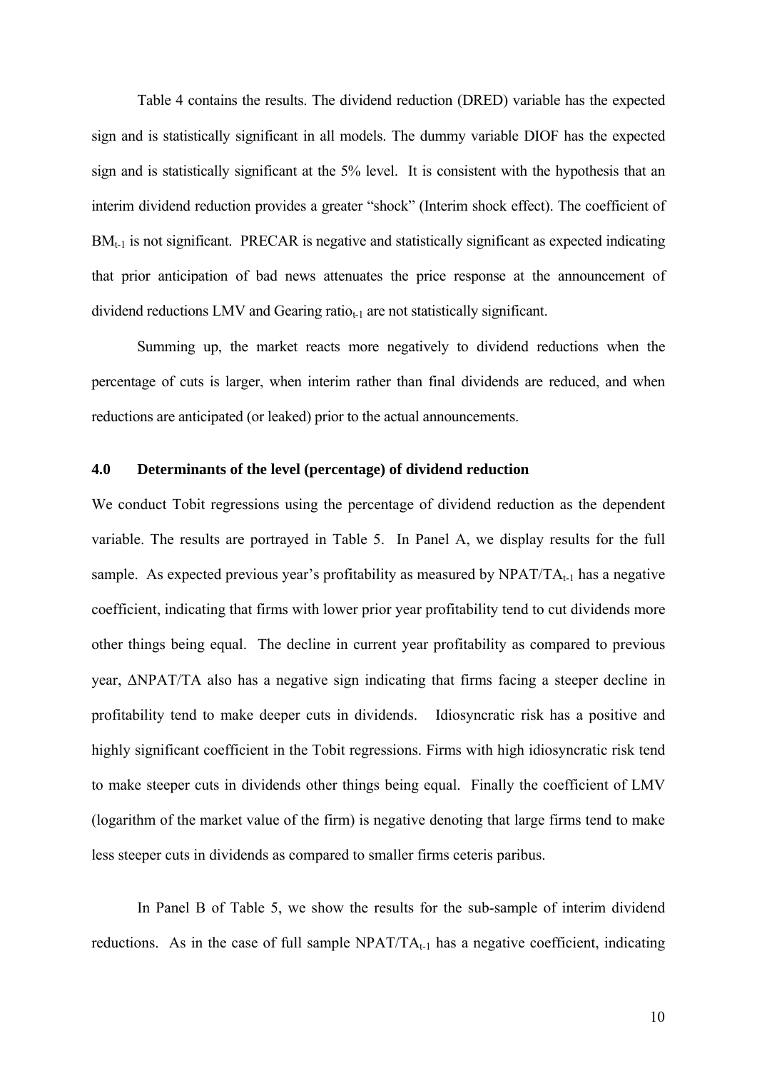Table 4 contains the results. The dividend reduction (DRED) variable has the expected sign and is statistically significant in all models. The dummy variable DIOF has the expected sign and is statistically significant at the 5% level. It is consistent with the hypothesis that an interim dividend reduction provides a greater "shock" (Interim shock effect). The coefficient of $BM_{t-1}$ is not significant. PRECAR is negative and statistically significant as expected indicating that prior anticipation of bad news attenuates the price response at the announcement of dividend reductions LMV and Gearing $ratio_{t-1}$ are not statistically significant.

Summing up, the market reacts more negatively to dividend reductions when the percentage of cuts is larger, when interim rather than final dividends are reduced, and when reductions are anticipated (or leaked) prior to the actual announcements.

### 4.0 Determinants of the level (percentage) of dividend reduction

We conduct Tobit regressions using the percentage of dividend reduction as the dependent variable. The results are portrayed in Table 5. In Panel A, we display results for the full sample. As expected previous year's profitability as measured by $NPAT/TA_{t-1}$ has a negative coefficient, indicating that firms with lower prior year profitability tend to cut dividends more other things being equal. The decline in current year profitability as compared to previous year, $\Delta$NPAT/TA also has a negative sign indicating that firms facing a steeper decline in profitability tend to make deeper cuts in dividends. Idiosyncratic risk has a positive and highly significant coefficient in the Tobit regressions. Firms with high idiosyncratic risk tend to make steeper cuts in dividends other things being equal. Finally the coefficient of LMV (logarithm of the market value of the firm) is negative denoting that large firms tend to make less steeper cuts in dividends as compared to smaller firms ceteris paribus.

In Panel B of Table 5, we show the results for the sub-sample of interim dividend reductions. As in the case of full sample $NPAT/TA_{t-1}$ has a negative coefficient, indicating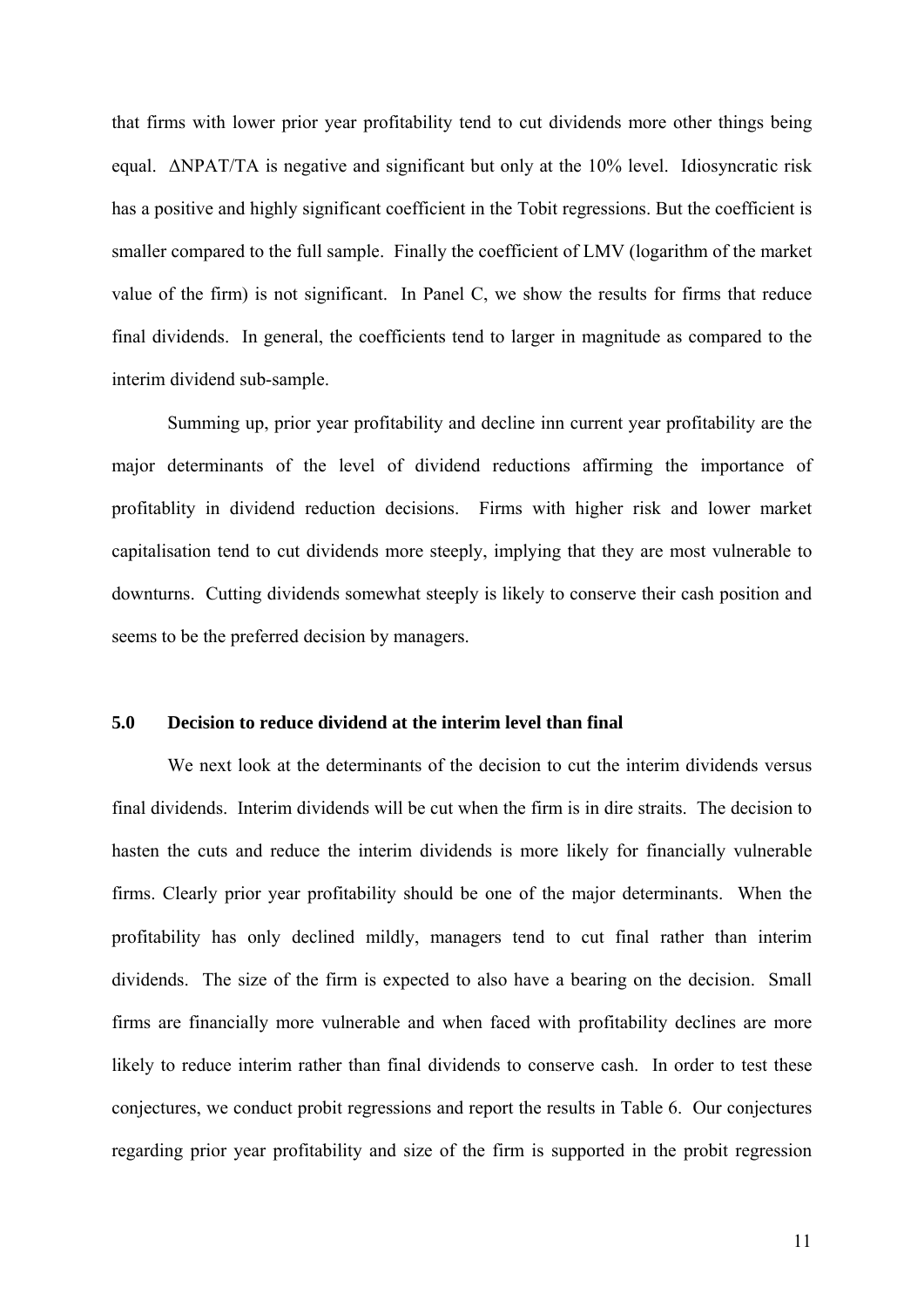that firms with lower prior year profitability tend to cut dividends more other things being equal. $\Delta$NPAT/TA is negative and significant but only at the 10% level. Idiosyncratic risk has a positive and highly significant coefficient in the Tobit regressions. But the coefficient is smaller compared to the full sample. Finally the coefficient of LMV (logarithm of the market value of the firm) is not significant. In Panel C, we show the results for firms that reduce final dividends. In general, the coefficients tend to larger in magnitude as compared to the interim dividend sub-sample.

Summing up, prior year profitability and decline inn current year profitability are the major determinants of the level of dividend reductions affirming the importance of profitablity in dividend reduction decisions. Firms with higher risk and lower market capitalisation tend to cut dividends more steeply, implying that they are most vulnerable to downturns. Cutting dividends somewhat steeply is likely to conserve their cash position and seems to be the preferred decision by managers.

## 5.0 Decision to reduce dividend at the interim level than final

We next look at the determinants of the decision to cut the interim dividends versus final dividends. Interim dividends will be cut when the firm is in dire straits. The decision to hasten the cuts and reduce the interim dividends is more likely for financially vulnerable firms. Clearly prior year profitability should be one of the major determinants. When the profitability has only declined mildly, managers tend to cut final rather than interim dividends. The size of the firm is expected to also have a bearing on the decision. Small firms are financially more vulnerable and when faced with profitability declines are more likely to reduce interim rather than final dividends to conserve cash. In order to test these conjectures, we conduct probit regressions and report the results in Table 6. Our conjectures regarding prior year profitability and size of the firm is supported in the probit regression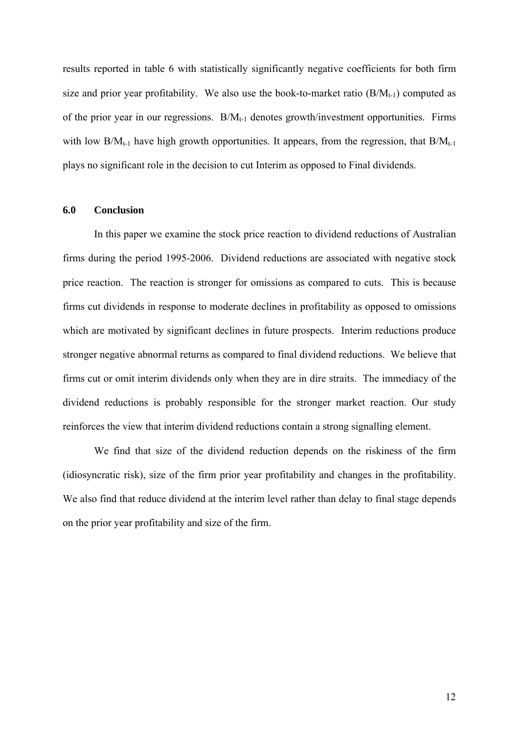results reported in table 6 with statistically significantly negative coefficients for both firm size and prior year profitability. We also use the book-to-market ratio ($B/M_{t-1}$) computed as of the prior year in our regressions. $B/M_{t-1}$ denotes growth/investment opportunities. Firms with low $B/M_{t-1}$ have high growth opportunities. It appears, from the regression, that $B/M_{t-1}$ plays no significant role in the decision to cut Interim as opposed to Final dividends.

## 6.0 Conclusion

In this paper we examine the stock price reaction to dividend reductions of Australian firms during the period 1995-2006. Dividend reductions are associated with negative stock price reaction. The reaction is stronger for omissions as compared to cuts. This is because firms cut dividends in response to moderate declines in profitability as opposed to omissions which are motivated by significant declines in future prospects. Interim reductions produce stronger negative abnormal returns as compared to final dividend reductions. We believe that firms cut or omit interim dividends only when they are in dire straits. The immediacy of the dividend reductions is probably responsible for the stronger market reaction. Our study reinforces the view that interim dividend reductions contain a strong signalling element.

We find that size of the dividend reduction depends on the riskiness of the firm (idiosyncratic risk), size of the firm prior year profitability and changes in the profitability. We also find that reduce dividend at the interim level rather than delay to final stage depends on the prior year profitability and size of the firm.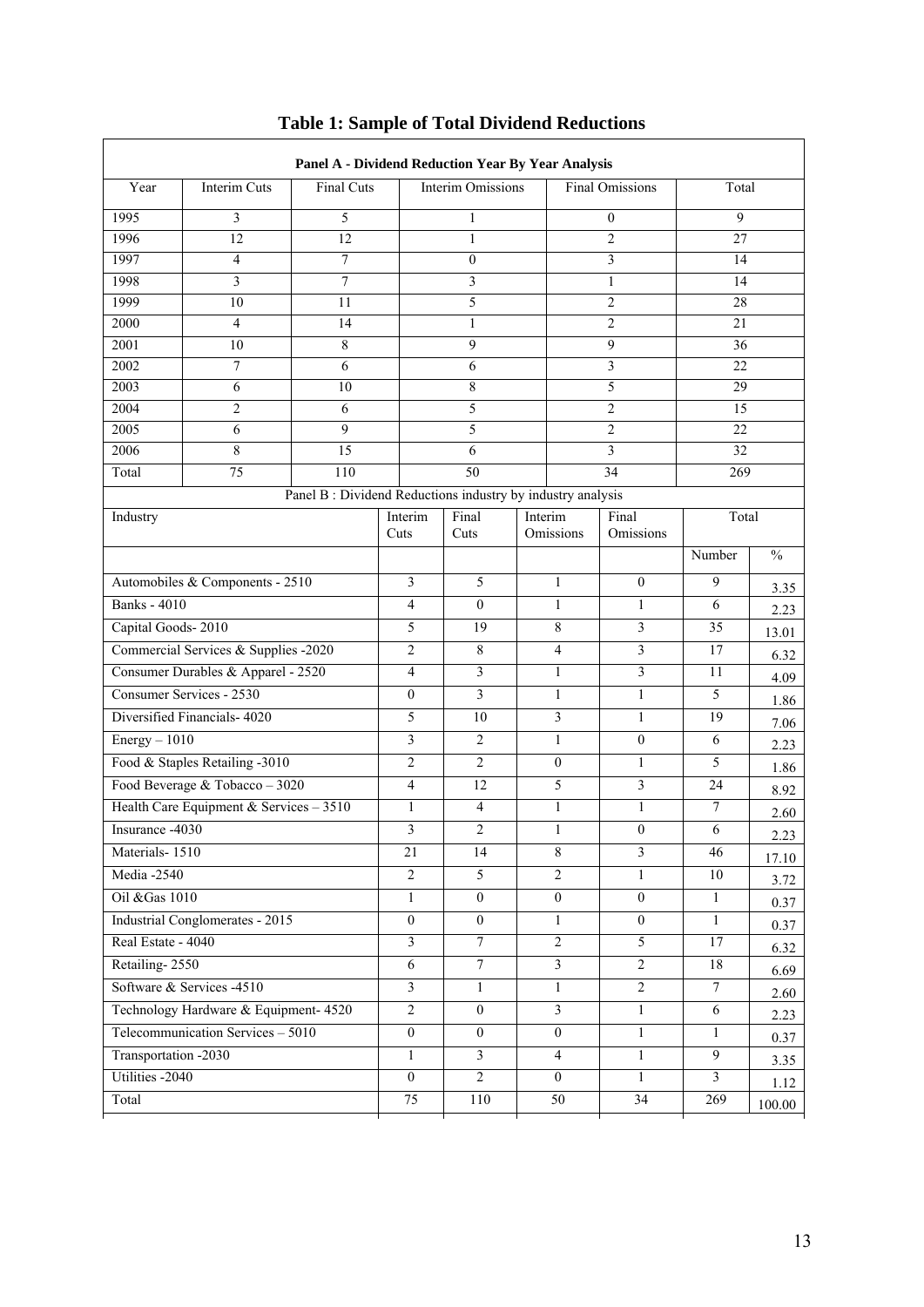# Table 1: Sample of Total Dividend Reductions

**Panel A - Dividend Reduction Year By Year Analysis**

| Year | Interim Cuts | Final Cuts | Interim Omissions | Final Omissions | Total |
|---|---|---|---|---|---|
| 1995 | 3 | 5 | 1 | 0 | 9 |
| 1996 | 12 | 12 | 1 | 2 | 27 |
| 1997 | 4 | 7 | 0 | 3 | 14 |
| 1998 | 3 | 7 | 3 | 1 | 14 |
| 1999 | 10 | 11 | 5 | 2 | 28 |
| 2000 | 4 | 14 | 1 | 2 | 21 |
| 2001 | 10 | 8 | 9 | 9 | 36 |
| 2002 | 7 | 6 | 6 | 3 | 22 |
| 2003 | 6 | 10 | 8 | 5 | 29 |
| 2004 | 2 | 6 | 5 | 2 | 15 |
| 2005 | 6 | 9 | 5 | 2 | 22 |
| 2006 | 8 | 15 | 6 | 3 | 32 |
| Total | 75 | 110 | 50 | 34 | 269 |

Panel B : Dividend Reductions industry by industry analysis

| Industry | Interim Cuts | Final Cuts | Interim Omissions | Final Omissions | Total | |
|---|---|---|---|---|---|---|
| | | | | | Number | % |
| Automobiles & Components - 2510 | 3 | 5 | 1 | 0 | 9 | 3.35 |
| Banks - 4010 | 4 | 0 | 1 | 1 | 6 | 2.23 |
| Capital Goods- 2010 | 5 | 19 | 8 | 3 | 35 | 13.01 |
| Commercial Services & Supplies -2020 | 2 | 8 | 4 | 3 | 17 | 6.32 |
| Consumer Durables & Apparel - 2520 | 4 | 3 | 1 | 3 | 11 | 4.09 |
| Consumer Services - 2530 | 0 | 3 | 1 | 1 | 5 | 1.86 |
| Diversified Financials- 4020 | 5 | 10 | 3 | 1 | 19 | 7.06 |
| Energy – 1010 | 3 | 2 | 1 | 0 | 6 | 2.23 |
| Food & Staples Retailing -3010 | 2 | 2 | 0 | 1 | 5 | 1.86 |
| Food Beverage & Tobacco – 3020 | 4 | 12 | 5 | 3 | 24 | 8.92 |
| Health Care Equipment & Services – 3510 | 1 | 4 | 1 | 1 | 7 | 2.60 |
| Insurance -4030 | 3 | 2 | 1 | 0 | 6 | 2.23 |
| Materials- 1510 | 21 | 14 | 8 | 3 | 46 | 17.10 |
| Media -2540 | 2 | 5 | 2 | 1 | 10 | 3.72 |
| Oil &Gas 1010 | 1 | 0 | 0 | 0 | 1 | 0.37 |
| Industrial Conglomerates - 2015 | 0 | 0 | 1 | 0 | 1 | 0.37 |
| Real Estate - 4040 | 3 | 7 | 2 | 5 | 17 | 6.32 |
| Retailing- 2550 | 6 | 7 | 3 | 2 | 18 | 6.69 |
| Software & Services -4510 | 3 | 1 | 1 | 2 | 7 | 2.60 |
| Technology Hardware & Equipment- 4520 | 2 | 0 | 3 | 1 | 6 | 2.23 |
| Telecommunication Services – 5010 | 0 | 0 | 0 | 1 | 1 | 0.37 |
| Transportation -2030 | 1 | 3 | 4 | 1 | 9 | 3.35 |
| Utilities -2040 | 0 | 2 | 0 | 1 | 3 | 1.12 |
| Total | 75 | 110 | 50 | 34 | 269 | 100.00 |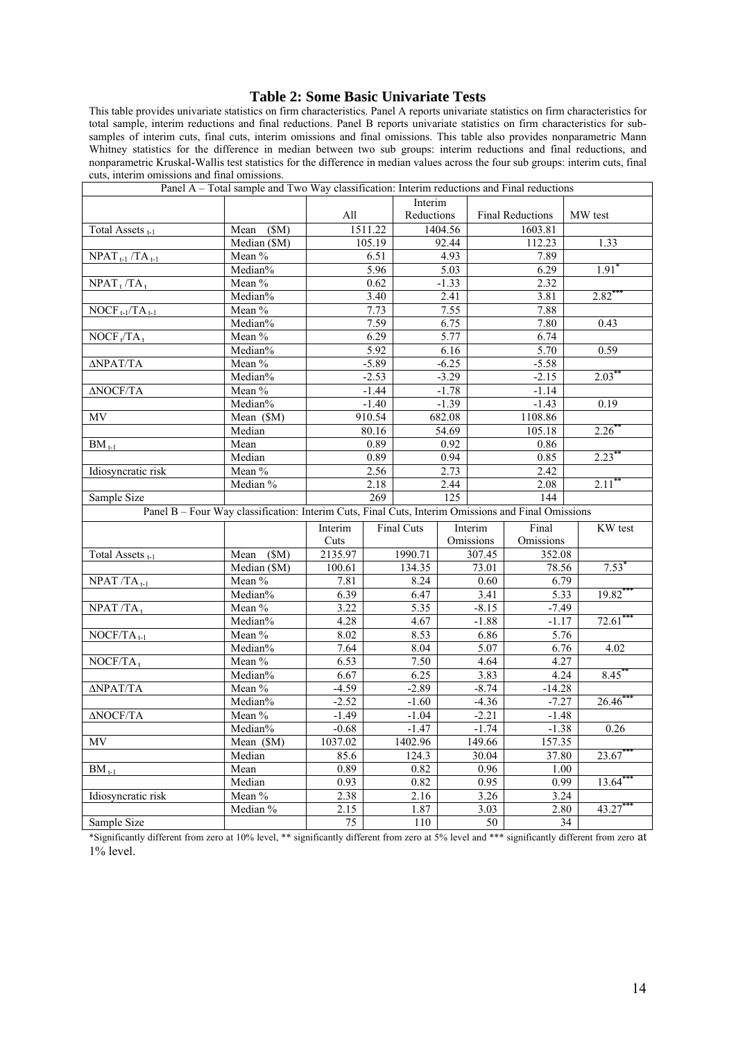## Table 2: Some Basic Univariate Tests

This table provides univariate statistics on firm characteristics. Panel A reports univariate statistics on firm characteristics for total sample, interim reductions and final reductions. Panel B reports univariate statistics on firm characteristics for sub-samples of interim cuts, final cuts, interim omissions and final omissions. This table also provides nonparametric Mann Whitney statistics for the difference in median between two sub groups: interim reductions and final reductions, and nonparametric Kruskal-Wallis test statistics for the difference in median values across the four sub groups: interim cuts, final cuts, interim omissions and final omissions.

Panel A – Total sample and Two Way classification: Interim reductions and Final reductions

| | | All | Interim Reductions | Final Reductions | MW test |
|---|---|---|---|---|---|
| Total Assets $_{t-1}$ | Mean ($M) | 1511.22 | 1404.56 | 1603.81 | |
| | Median ($M) | 105.19 | 92.44 | 112.23 | 1.33 |
| $NPAT_{t-1}/TA_{t-1}$ | Mean % | 6.51 | 4.93 | 7.89 | |
| | Median% | 5.96 | 5.03 | 6.29 | 1.91* |
| $NPAT_{t}/TA_{t}$ | Mean % | 0.62 | -1.33 | 2.32 | |
| | Median% | 3.40 | 2.41 | 3.81 | 2.82*** |
| $NOCF_{t-1}/TA_{t-1}$ | Mean % | 7.73 | 7.55 | 7.88 | |
| | Median% | 7.59 | 6.75 | 7.80 | 0.43 |
| $NOCF_{t}/TA_{t}$ | Mean % | 6.29 | 5.77 | 6.74 | |
| | Median% | 5.92 | 6.16 | 5.70 | 0.59 |
| ΔNPAT/TA | Mean % | -5.89 | -6.25 | -5.58 | |
| | Median% | -2.53 | -3.29 | -2.15 | 2.03** |
| ΔNOCF/TA | Mean % | -1.44 | -1.78 | -1.14 | |
| | Median% | -1.40 | -1.39 | -1.43 | 0.19 |
| MV | Mean ($M) | 910.54 | 682.08 | 1108.86 | |
| | Median | 80.16 | 54.69 | 105.18 | 2.26** |
| $BM_{t-1}$ | Mean | 0.89 | 0.92 | 0.86 | |
| | Median | 0.89 | 0.94 | 0.85 | 2.23** |
| Idiosyncratic risk | Mean % | 2.56 | 2.73 | 2.42 | |
| | Median % | 2.18 | 2.44 | 2.08 | 2.11** |
| Sample Size | | 269 | 125 | 144 | |

Panel B – Four Way classification: Interim Cuts, Final Cuts, Interim Omissions and Final Omissions

| | | Interim Cuts | Final Cuts | Interim Omissions | Final Omissions | KW test |
|---|---|---|---|---|---|---|
| Total Assets $_{t-1}$ | Mean ($M) | 2135.97 | 1990.71 | 307.45 | 352.08 | |
| | Median ($M) | 100.61 | 134.35 | 73.01 | 78.56 | 7.53* |
| $NPAT/TA_{t-1}$ | Mean % | 7.81 | 8.24 | 0.60 | 6.79 | |
| | Median% | 6.39 | 6.47 | 3.41 | 5.33 | 19.82*** |
| $NPAT/TA_{t}$ | Mean % | 3.22 | 5.35 | -8.15 | -7.49 | |
| | Median% | 4.28 | 4.67 | -1.88 | -1.17 | 72.61*** |
| $NOCF/TA_{t-1}$ | Mean % | 8.02 | 8.53 | 6.86 | 5.76 | |
| | Median% | 7.64 | 8.04 | 5.07 | 6.76 | 4.02 |
| $NOCF/TA_{t}$ | Mean % | 6.53 | 7.50 | 4.64 | 4.27 | |
| | Median% | 6.67 | 6.25 | 3.83 | 4.24 | 8.45** |
| ΔNPAT/TA | Mean % | -4.59 | -2.89 | -8.74 | -14.28 | |
| | Median% | -2.52 | -1.60 | -4.36 | -7.27 | 26.46*** |
| ΔNOCF/TA | Mean % | -1.49 | -1.04 | -2.21 | -1.48 | |
| | Median% | -0.68 | -1.47 | -1.74 | -1.38 | 0.26 |
| MV | Mean ($M) | 1037.02 | 1402.96 | 149.66 | 157.35 | |
| | Median | 85.6 | 124.3 | 30.04 | 37.80 | 23.67*** |
| $BM_{t-1}$ | Mean | 0.89 | 0.82 | 0.96 | 1.00 | |
| | Median | 0.93 | 0.82 | 0.95 | 0.99 | 13.64*** |
| Idiosyncratic risk | Mean % | 2.38 | 2.16 | 3.26 | 3.24 | |
| | Median % | 2.15 | 1.87 | 3.03 | 2.80 | 43.27*** |
| Sample Size | | 75 | 110 | 50 | 34 | |

*Significantly different from zero at 10% level, ** significantly different from zero at 5% level and *** significantly different from zero at 1% level.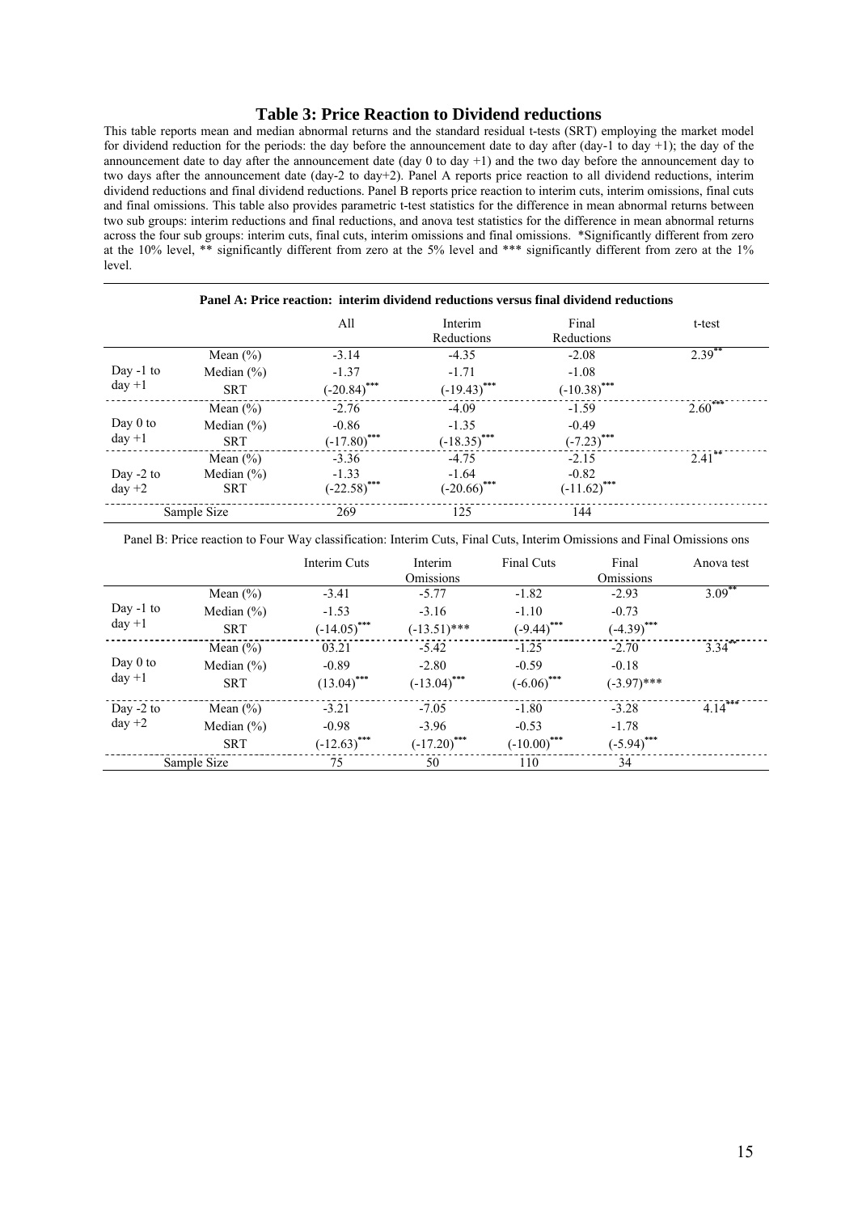# Table 3: Price Reaction to Dividend reductions

This table reports mean and median abnormal returns and the standard residual t-tests (SRT) employing the market model for dividend reduction for the periods: the day before the announcement date to day after (day-1 to day +1); the day of the announcement date to day after the announcement date (day 0 to day +1) and the two day before the announcement day to two days after the announcement date (day-2 to day+2). Panel A reports price reaction to all dividend reductions, interim dividend reductions and final dividend reductions. Panel B reports price reaction to interim cuts, interim omissions, final cuts and final omissions. This table also provides parametric t-test statistics for the difference in mean abnormal returns between two sub groups: interim reductions and final reductions, and anova test statistics for the difference in mean abnormal returns across the four sub groups: interim cuts, final cuts, interim omissions and final omissions. *Significantly different from zero at the 10% level, ** significantly different from zero at the 5% level and *** significantly different from zero at the 1% level.

**Panel A: Price reaction: interim dividend reductions versus final dividend reductions**

| | | All | Interim Reductions | Final Reductions | t-test |
|---|---|---|---|---|---|
| Day -1 to day +1 | Mean (%) | -3.14 | -4.35 | -2.08 | 2.39** |
| | Median (%) | -1.37 | -1.71 | -1.08 | |
| | SRT | (-20.84)*** | (-19.43)*** | (-10.38)*** | |
| Day 0 to day +1 | Mean (%) | -2.76 | -4.09 | -1.59 | 2.60*** |
| | Median (%) | -0.86 | -1.35 | -0.49 | |
| | SRT | (-17.80)*** | (-18.35)*** | (-7.23)*** | |
| Day -2 to day +2 | Mean (%) | -3.36 | -4.75 | -2.15 | 2.41** |
| | Median (%) | -1.33 | -1.64 | -0.82 | |
| | SRT | (-22.58)*** | (-20.66)*** | (-11.62)*** | |
| Sample Size | | 269 | 125 | 144 | |

Panel B: Price reaction to Four Way classification: Interim Cuts, Final Cuts, Interim Omissions and Final Omissions ons

| | | Interim Cuts | Interim Omissions | Final Cuts | Final Omissions | Anova test |
|---|---|---|---|---|---|---|
| Day -1 to day +1 | Mean (%) | -3.41 | -5.77 | -1.82 | -2.93 | 3.09** |
| | Median (%) | -1.53 | -3.16 | -1.10 | -0.73 | |
| | SRT | (-14.05)*** | (-13.51)*** | (-9.44)*** | (-4.39)*** | |
| Day 0 to day +1 | Mean (%) | 03.21 | -5.42 | -1.25 | -2.70 | 3.34** |
| | Median (%) | -0.89 | -2.80 | -0.59 | -0.18 | |
| | SRT | (13.04)*** | (-13.04)*** | (-6.06)*** | (-3.97)*** | |
| Day -2 to day +2 | Mean (%) | -3.21 | -7.05 | -1.80 | -3.28 | 4.14*** |
| | Median (%) | -0.98 | -3.96 | -0.53 | -1.78 | |
| | SRT | (-12.63)*** | (-17.20)*** | (-10.00)*** | (-5.94)*** | |
| Sample Size | | 75 | 50 | 110 | 34 | |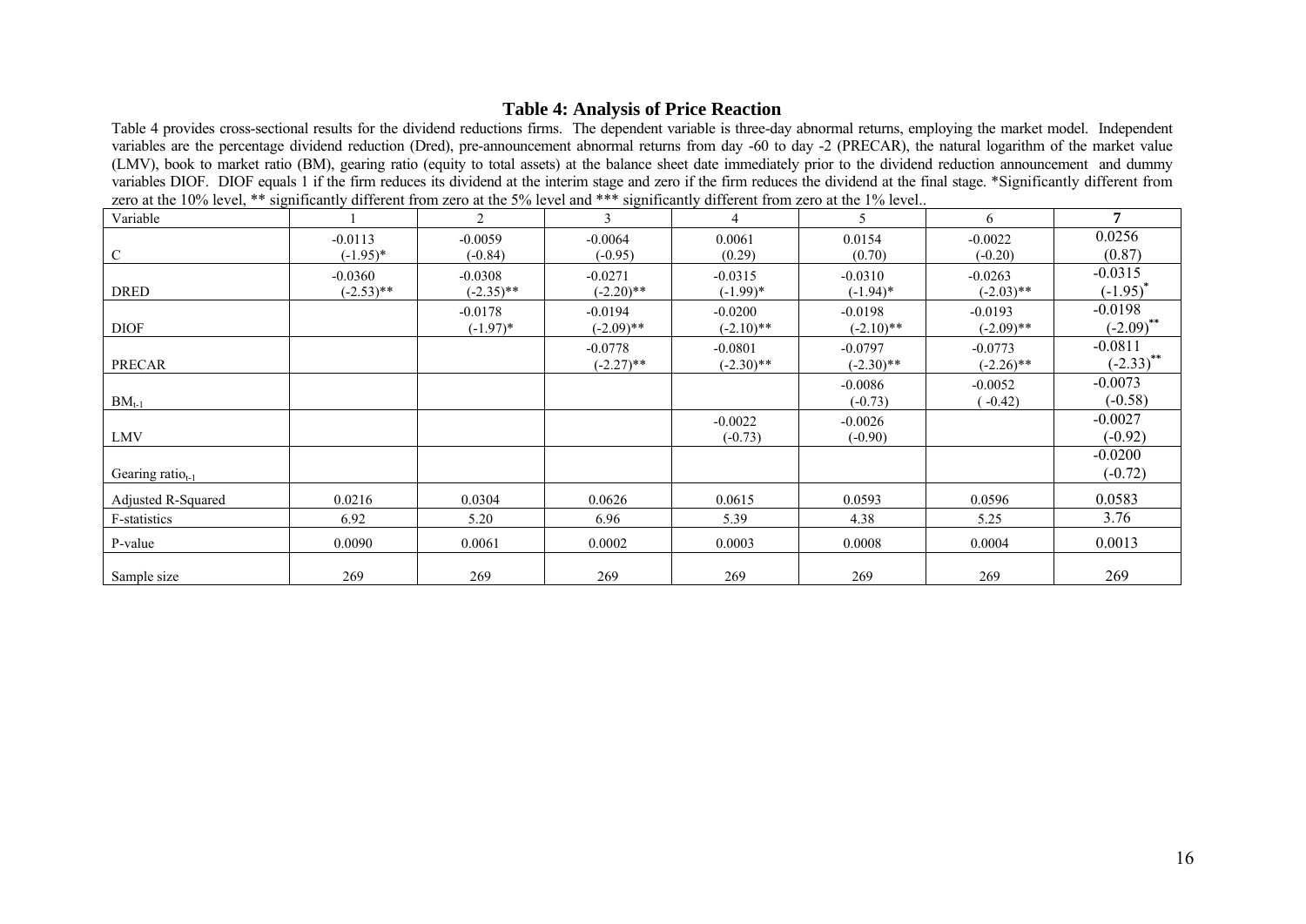## Table 4: Analysis of Price Reaction

Table 4 provides cross-sectional results for the dividend reductions firms. The dependent variable is three-day abnormal returns, employing the market model. Independent variables are the percentage dividend reduction (Dred), pre-announcement abnormal returns from day -60 to day -2 (PRECAR), the natural logarithm of the market value (LMV), book to market ratio (BM), gearing ratio (equity to total assets) at the balance sheet date immediately prior to the dividend reduction announcement and dummy variables DIOF. DIOF equals 1 if the firm reduces its dividend at the interim stage and zero if the firm reduces the dividend at the final stage. *Significantly different from zero at the 10% level, ** significantly different from zero at the 5% level and *** significantly different from zero at the 1% level..

| Variable | 1 | 2 | 3 | 4 | 5 | 6 | 7 |
|---|---|---|---|---|---|---|---|
| C | -0.0113 (-1.95)* | -0.0059 (-0.84) | -0.0064 (-0.95) | 0.0061 (0.29) | 0.0154 (0.70) | -0.0022 (-0.20) | 0.0256 (0.87) |
| DRED | -0.0360 (-2.53)** | -0.0308 (-2.35)** | -0.0271 (-2.20)** | -0.0315 (-1.99)* | -0.0310 (-1.94)* | -0.0263 (-2.03)** | -0.0315 (-1.95)* |
| DIOF | | -0.0178 (-1.97)* | -0.0194 (-2.09)** | -0.0200 (-2.10)** | -0.0198 (-2.10)** | -0.0193 (-2.09)** | -0.0198 (-2.09)** |
| PRECAR | | | -0.0778 (-2.27)** | -0.0801 (-2.30)** | -0.0797 (-2.30)** | -0.0773 (-2.26)** | -0.0811 (-2.33)** |
| $BM_{t-1}$ | | | | | -0.0086 (-0.73) | -0.0052 ( -0.42) | -0.0073 (-0.58) |
| LMV | | | | -0.0022 (-0.73) | -0.0026 (-0.90) | | -0.0027 (-0.92) |
| Gearing $ratio_{t-1}$ | | | | | | | -0.0200 (-0.72) |
| Adjusted R-Squared | 0.0216 | 0.0304 | 0.0626 | 0.0615 | 0.0593 | 0.0596 | 0.0583 |
| F-statistics | 6.92 | 5.20 | 6.96 | 5.39 | 4.38 | 5.25 | 3.76 |
| P-value | 0.0090 | 0.0061 | 0.0002 | 0.0003 | 0.0008 | 0.0004 | 0.0013 |
| Sample size | 269 | 269 | 269 | 269 | 269 | 269 | 269 |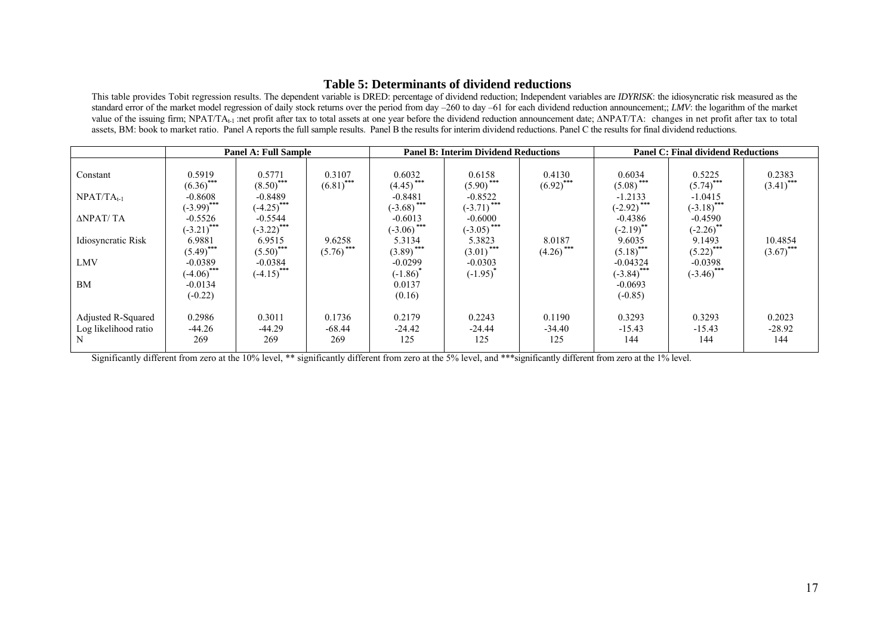## Table 5: Determinants of dividend reductions

This table provides Tobit regression results. The dependent variable is DRED: percentage of dividend reduction; Independent variables are *IDYRISK*: the idiosyncratic risk measured as the standard error of the market model regression of daily stock returns over the period from day –260 to day –61 for each dividend reduction announcement;; *LMV*: the logarithm of the market value of the issuing firm; $NPAT/TA_{t-1}$ :net profit after tax to total assets at one year before the dividend reduction announcement date; ΔNPAT/TA: changes in net profit after tax to total assets, BM: book to market ratio. Panel A reports the full sample results. Panel B the results for interim dividend reductions. Panel C the results for final dividend reductions.

| | Panel A: Full Sample | | | Panel B: Interim Dividend Reductions | | | Panel C: Final dividend Reductions | | |
|---|---|---|---|---|---|---|---|---|---|
| Constant | 0.5919 $(6.36)^{***}$ | 0.5771 $(8.50)^{***}$ | 0.3107 $(6.81)^{***}$ | 0.6032 $(4.45)^{***}$ | 0.6158 $(5.90)^{***}$ | 0.4130 $(6.92)^{***}$ | 0.6034 $(5.08)^{***}$ | 0.5225 $(5.74)^{***}$ | 0.2383 $(3.41)^{***}$ |
| $NPAT/TA_{t-1}$ | -0.8608 $(-3.99)^{***}$ | -0.8489 $(-4.25)^{***}$ | | -0.8481 $(-3.68)^{***}$ | -0.8522 $(-3.71)^{***}$ | | -1.2133 $(-2.92)^{***}$ | -1.0415 $(-3.18)^{***}$ | |
| ΔNPAT/ TA | -0.5526 $(-3.21)^{***}$ | -0.5544 $(-3.22)^{***}$ | | -0.6013 $(-3.06)^{***}$ | -0.6000 $(-3.05)^{***}$ | | -0.4386 $(-2.19)^{**}$ | -0.4590 $(-2.26)^{**}$ | |
| Idiosyncratic Risk | 6.9881 $(5.49)^{***}$ | 6.9515 $(5.50)^{***}$ | 9.6258 $(5.76)^{***}$ | 5.3134 $(3.89)^{***}$ | 5.3823 $(3.01)^{***}$ | 8.0187 $(4.26)^{***}$ | 9.6035 $(5.18)^{***}$ | 9.1493 $(5.22)^{***}$ | 10.4854 $(3.67)^{***}$ |
| LMV | -0.0389 $(-4.06)^{***}$ | -0.0384 $(-4.15)^{***}$ | | -0.0299 $(-1.86)^{*}$ | -0.0303 $(-1.95)^{*}$ | | -0.04324 $(-3.84)^{***}$ | -0.0398 $(-3.46)^{***}$ | |
| BM | -0.0134 (-0.22) | | | 0.0137 (0.16) | | | -0.0693 (-0.85) | | |
| Adjusted R-Squared | 0.2986 | 0.3011 | 0.1736 | 0.2179 | 0.2243 | 0.1190 | 0.3293 | 0.3293 | 0.2023 |
| Log likelihood ratio | -44.26 | -44.29 | -68.44 | -24.42 | -24.44 | -34.40 | -15.43 | -15.43 | -28.92 |
| N | 269 | 269 | 269 | 125 | 125 | 125 | 144 | 144 | 144 |

Significantly different from zero at the 10% level, ** significantly different from zero at the 5% level, and ***significantly different from zero at the 1% level.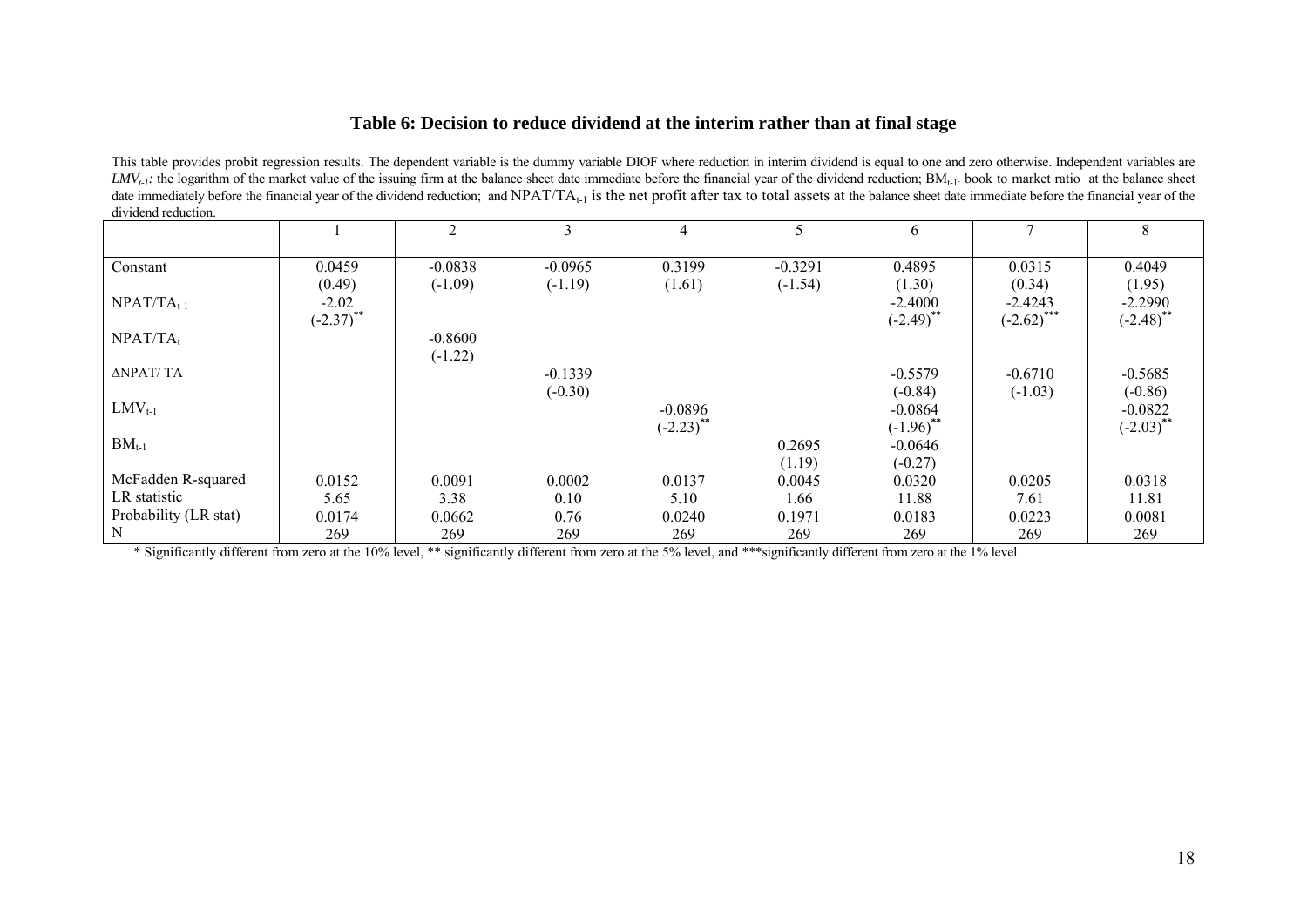### Table 6: Decision to reduce dividend at the interim rather than at final stage

This table provides probit regression results. The dependent variable is the dummy variable DIOF where reduction in interim dividend is equal to one and zero otherwise. Independent variables are $LMV_{t-1}$: the logarithm of the market value of the issuing firm at the balance sheet date immediate before the financial year of the dividend reduction; $BM_{t-1}$: book to market ratio at the balance sheet date immediately before the financial year of the dividend reduction; and $NPAT/TA_{t-1}$ is the net profit after tax to total assets at the balance sheet date immediate before the financial year of the dividend reduction.

| | 1 | 2 | 3 | 4 | 5 | 6 | 7 | 8 |
|---|---|---|---|---|---|---|---|---|
| Constant | 0.0459 | -0.0838 | -0.0965 | 0.3199 | -0.3291 | 0.4895 | 0.0315 | 0.4049 |
| | (0.49) | (-1.09) | (-1.19) | (1.61) | (-1.54) | (1.30) | (0.34) | (1.95) |
| $NPAT/TA_{t-1}$ | -2.02 | | | | | -2.4000 | -2.4243 | -2.2990 |
| | (-2.37)** | | | | | (-2.49)** | (-2.62)*** | (-2.48)** |
| $NPAT/TA_t$ | | -0.8600 | | | | | | |
| | | (-1.22) | | | | | | |
| ΔNPAT/ TA | | | -0.1339 | | | -0.5579 | -0.6710 | -0.5685 |
| | | | (-0.30) | | | (-0.84) | (-1.03) | (-0.86) |
| $LMV_{t-1}$ | | | | -0.0896 | | -0.0864 | | -0.0822 |
| | | | | (-2.23)** | | (-1.96)** | | (-2.03)** |
| $BM_{t-1}$ | | | | | 0.2695 | -0.0646 | | |
| | | | | | (1.19) | (-0.27) | | |
| McFadden R-squared | 0.0152 | 0.0091 | 0.0002 | 0.0137 | 0.0045 | 0.0320 | 0.0205 | 0.0318 |
| LR statistic | 5.65 | 3.38 | 0.10 | 5.10 | 1.66 | 11.88 | 7.61 | 11.81 |
| Probability (LR stat) | 0.0174 | 0.0662 | 0.76 | 0.0240 | 0.1971 | 0.0183 | 0.0223 | 0.0081 |
| N | 269 | 269 | 269 | 269 | 269 | 269 | 269 | 269 |

* Significantly different from zero at the 10% level, ** significantly different from zero at the 5% level, and ***significantly different from zero at the 1% level.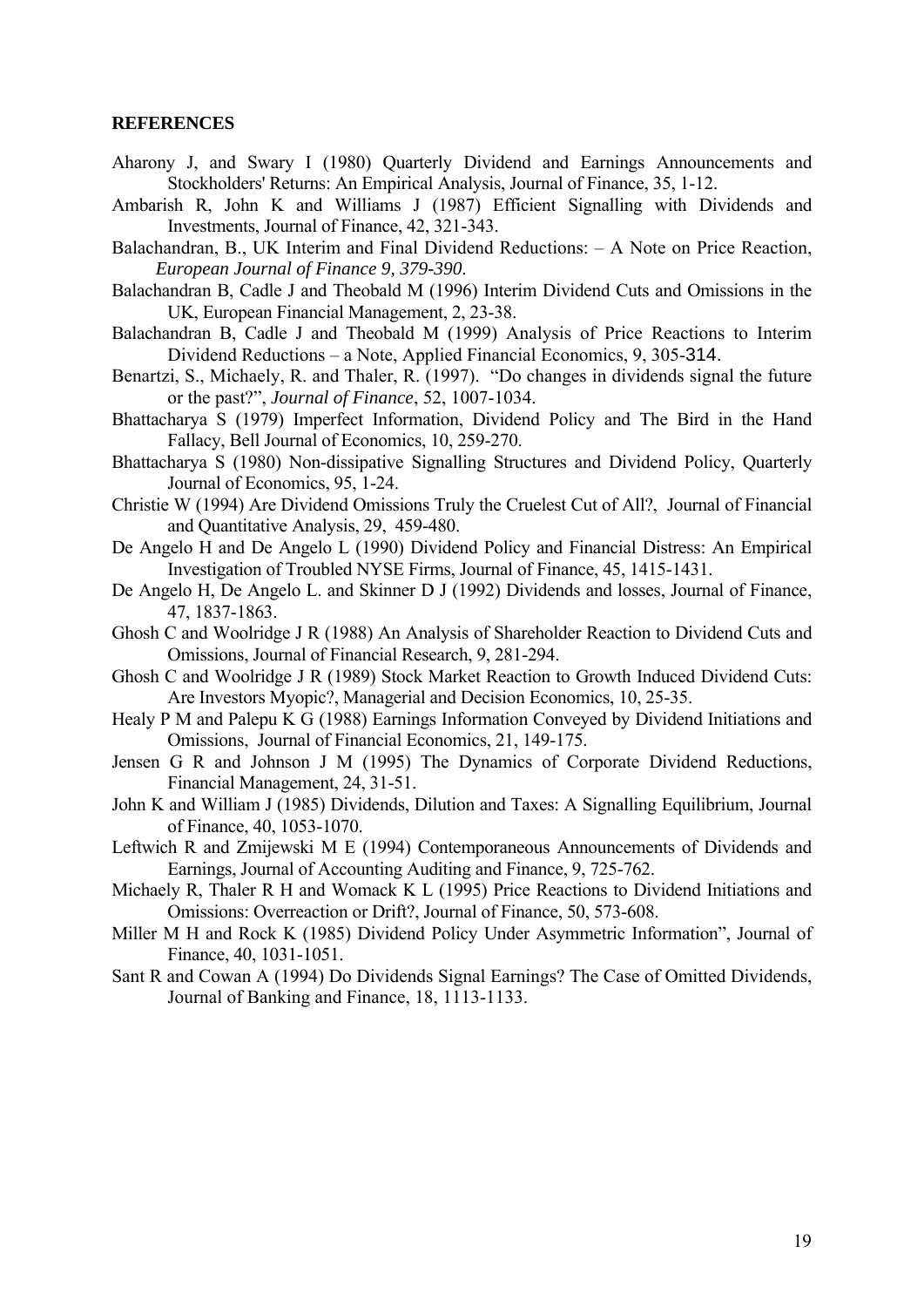**REFERENCES**

Aharony J, and Swary I (1980) Quarterly Dividend and Earnings Announcements and Stockholders' Returns: An Empirical Analysis, Journal of Finance, 35, 1-12.

Ambarish R, John K and Williams J (1987) Efficient Signalling with Dividends and Investments, Journal of Finance, 42, 321-343.

Balachandran, B., UK Interim and Final Dividend Reductions: – A Note on Price Reaction, *European Journal of Finance 9, 379-390.*

Balachandran B, Cadle J and Theobald M (1996) Interim Dividend Cuts and Omissions in the UK, European Financial Management, 2, 23-38.

Balachandran B, Cadle J and Theobald M (1999) Analysis of Price Reactions to Interim Dividend Reductions – a Note, Applied Financial Economics, 9, 305-314.

Benartzi, S., Michaely, R. and Thaler, R. (1997). "Do changes in dividends signal the future or the past?", *Journal of Finance*, 52, 1007-1034.

Bhattacharya S (1979) Imperfect Information, Dividend Policy and The Bird in the Hand Fallacy, Bell Journal of Economics, 10, 259-270.

Bhattacharya S (1980) Non-dissipative Signalling Structures and Dividend Policy, Quarterly Journal of Economics, 95, 1-24.

Christie W (1994) Are Dividend Omissions Truly the Cruelest Cut of All?, Journal of Financial and Quantitative Analysis, 29, 459-480.

De Angelo H and De Angelo L (1990) Dividend Policy and Financial Distress: An Empirical Investigation of Troubled NYSE Firms, Journal of Finance, 45, 1415-1431.

De Angelo H, De Angelo L. and Skinner D J (1992) Dividends and losses, Journal of Finance, 47, 1837-1863.

Ghosh C and Woolridge J R (1988) An Analysis of Shareholder Reaction to Dividend Cuts and Omissions, Journal of Financial Research, 9, 281-294.

Ghosh C and Woolridge J R (1989) Stock Market Reaction to Growth Induced Dividend Cuts: Are Investors Myopic?, Managerial and Decision Economics, 10, 25-35.

Healy P M and Palepu K G (1988) Earnings Information Conveyed by Dividend Initiations and Omissions, Journal of Financial Economics, 21, 149-175.

Jensen G R and Johnson J M (1995) The Dynamics of Corporate Dividend Reductions, Financial Management, 24, 31-51.

John K and William J (1985) Dividends, Dilution and Taxes: A Signalling Equilibrium, Journal of Finance, 40, 1053-1070.

Leftwich R and Zmijewski M E (1994) Contemporaneous Announcements of Dividends and Earnings, Journal of Accounting Auditing and Finance, 9, 725-762.

Michaely R, Thaler R H and Womack K L (1995) Price Reactions to Dividend Initiations and Omissions: Overreaction or Drift?, Journal of Finance, 50, 573-608.

Miller M H and Rock K (1985) Dividend Policy Under Asymmetric Information", Journal of Finance, 40, 1031-1051.

Sant R and Cowan A (1994) Do Dividends Signal Earnings? The Case of Omitted Dividends, Journal of Banking and Finance, 18, 1113-1133.